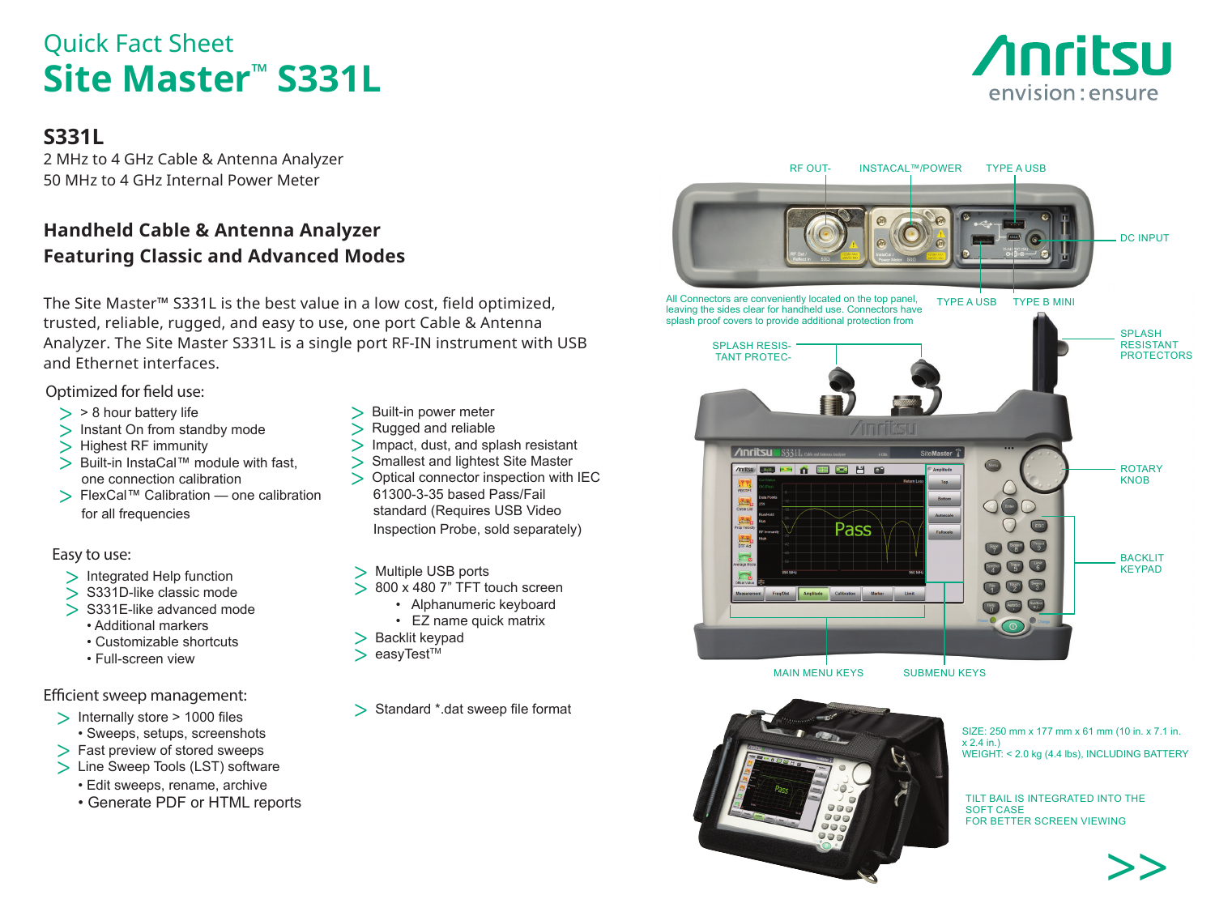Quick Fact Sheet

# Site Master™ S331L

## S331L

2 MHz to 4 GHz Cable & Antenna Analyzer
50 MHz to 4 GHz Internal Power Meter

## Handheld Cable & Antenna Analyzer Featuring Classic and Advanced Modes

The Site Master™ S331L is the best value in a low cost, field optimized, trusted, reliable, rugged, and easy to use, one port Cable & Antenna Analyzer. The Site Master S331L is a single port RF-IN instrument with USB and Ethernet interfaces.

### Optimized for field use:

- > 8 hour battery life
- Instant On from standby mode
- Highest RF immunity
- Built-in InstaCal™ module with fast, one connection calibration
- FlexCal™ Calibration — one calibration for all frequencies
- Built-in power meter
- Rugged and reliable
- Impact, dust, and splash resistant
- Smallest and lightest Site Master
- Optical connector inspection with IEC 61300-3-35 based Pass/Fail standard (Requires USB Video Inspection Probe, sold separately)

### Easy to use:

- Integrated Help function
- S331D-like classic mode
- S331E-like advanced mode
  - Additional markers
  - Customizable shortcuts
  - Full-screen view
- Multiple USB ports
- 800 x 480 7" TFT touch screen
  - Alphanumeric keyboard
  - EZ name quick matrix
- Backlit keypad
- easyTest™

### Efficient sweep management:

- Internally store > 1000 files
  - Sweeps, setups, screenshots
- Fast preview of stored sweeps
- Line Sweep Tools (LST) software
  - Edit sweeps, rename, archive
  - Generate PDF or HTML reports
- Standard *.dat sweep file format

RF OUT-　INSTACAL™/POWER　TYPE A USB　DC INPUT　TYPE A USB　TYPE B MINI

All Connectors are conveniently located on the top panel, leaving the sides clear for handheld use. Connectors have splash proof covers to provide additional protection from

SPLASH RESISTANT PROTECTORS　SPLASH RESISTANT PROTECTORS　ROTARY KNOB　BACKLIT KEYPAD　MAIN MENU KEYS　SUBMENU KEYS

SIZE: 250 mm x 177 mm x 61 mm (10 in. x 7.1 in. x 2.4 in.)
WEIGHT: < 2.0 kg (4.4 lbs), INCLUDING BATTERY

TILT BAIL IS INTEGRATED INTO THE SOFT CASE FOR BETTER SCREEN VIEWING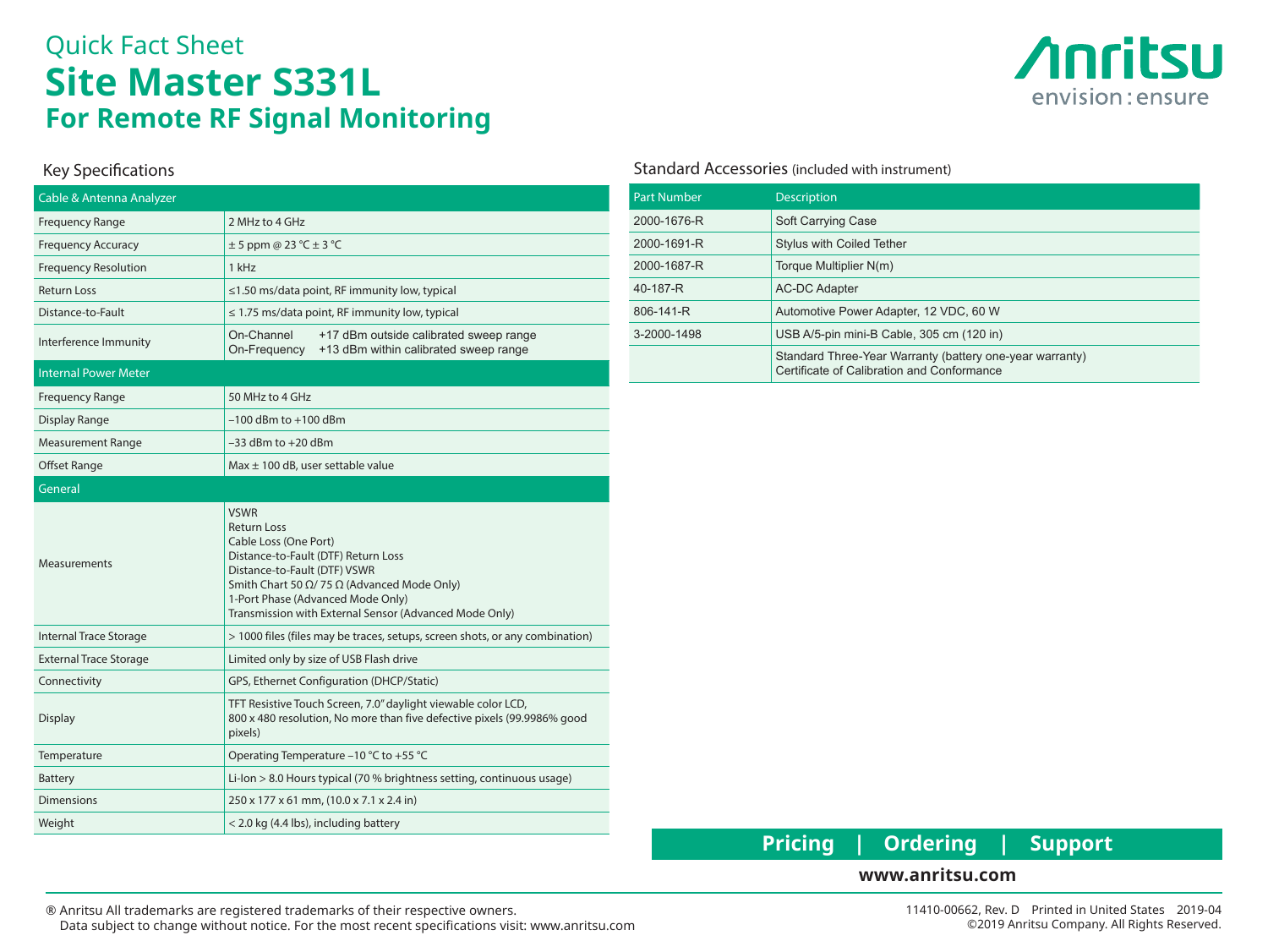Quick Fact Sheet

# Site Master S331L

## For Remote RF Signal Monitoring

### Key Specifications

| Cable & Antenna Analyzer | |
|---|---|
| Frequency Range | 2 MHz to 4 GHz |
| Frequency Accuracy | ± 5 ppm @ 23 °C ± 3 °C |
| Frequency Resolution | 1 kHz |
| Return Loss | ≤1.50 ms/data point, RF immunity low, typical |
| Distance-to-Fault | ≤ 1.75 ms/data point, RF immunity low, typical |
| Interference Immunity | On-Channel +17 dBm outside calibrated sweep range<br>On-Frequency +13 dBm within calibrated sweep range |
| **Internal Power Meter** | |
| Frequency Range | 50 MHz to 4 GHz |
| Display Range | –100 dBm to +100 dBm |
| Measurement Range | –33 dBm to +20 dBm |
| Offset Range | Max ± 100 dB, user settable value |
| **General** | |
| Measurements | VSWR<br>Return Loss<br>Cable Loss (One Port)<br>Distance-to-Fault (DTF) Return Loss<br>Distance-to-Fault (DTF) VSWR<br>Smith Chart 50 Ω/ 75 Ω (Advanced Mode Only)<br>1-Port Phase (Advanced Mode Only)<br>Transmission with External Sensor (Advanced Mode Only) |
| Internal Trace Storage | > 1000 files (files may be traces, setups, screen shots, or any combination) |
| External Trace Storage | Limited only by size of USB Flash drive |
| Connectivity | GPS, Ethernet Configuration (DHCP/Static) |
| Display | TFT Resistive Touch Screen, 7.0" daylight viewable color LCD, 800 x 480 resolution, No more than five defective pixels (99.9986% good pixels) |
| Temperature | Operating Temperature –10 °C to +55 °C |
| Battery | Li-Ion > 8.0 Hours typical (70 % brightness setting, continuous usage) |
| Dimensions | 250 x 177 x 61 mm, (10.0 x 7.1 x 2.4 in) |
| Weight | < 2.0 kg (4.4 lbs), including battery |

### Standard Accessories (included with instrument)

| Part Number | Description |
|---|---|
| 2000-1676-R | Soft Carrying Case |
| 2000-1691-R | Stylus with Coiled Tether |
| 2000-1687-R | Torque Multiplier N(m) |
| 40-187-R | AC-DC Adapter |
| 806-141-R | Automotive Power Adapter, 12 VDC, 60 W |
| 3-2000-1498 | USB A/5-pin mini-B Cable, 305 cm (120 in) |
| | Standard Three-Year Warranty (battery one-year warranty)<br>Certificate of Calibration and Conformance |

**Pricing | Ordering | Support**

**www.anritsu.com**

® Anritsu All trademarks are registered trademarks of their respective owners.
Data subject to change without notice. For the most recent specifications visit: www.anritsu.com

11410-00662, Rev. D Printed in United States 2019-04
©2019 Anritsu Company. All Rights Reserved.